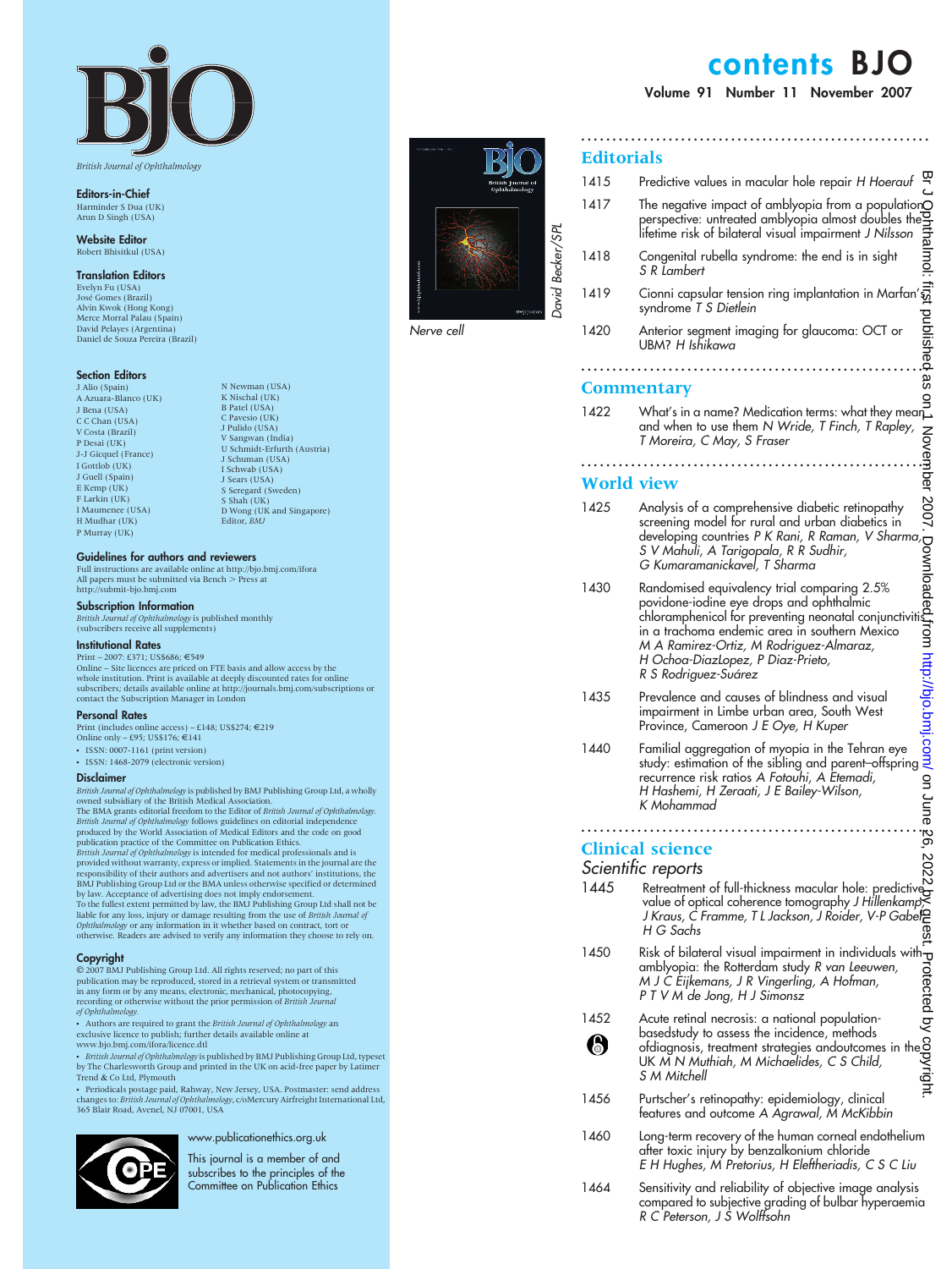# BJO

*British Journal of Ophthalmology*

**Editors-in-Chief**
Harminder S Dua (UK)
Arun D Singh (USA)

**Website Editor**
Robert Bhisitkul (USA)

**Translation Editors**
Evelyn Fu (USA)
José Gomes (Brazil)
Alvin Kwok (Hong Kong)
Merce Morral Palau (Spain)
David Pelayes (Argentina)
Daniel de Souza Pereira (Brazil)

**Section Editors**
J Alio (Spain)
A Azuara-Blanco (UK)
J Bena (USA)
C C Chan (USA)
V Costa (Brazil)
P Desai (UK)
J-J Gicquel (France)
I Gottlob (UK)
J Guell (Spain)
E Kemp (UK)
F Larkin (UK)
I Maumenee (USA)
H Mudhar (UK)
P Murray (UK)
N Newman (USA)
K Nischal (UK)
B Patel (USA)
C Pavesio (UK)
J Pulido (USA)
V Sangwan (India)
U Schmidt-Erfurth (Austria)
J Schuman (USA)
I Schwab (USA)
J Sears (USA)
S Seregard (Sweden)
S Shah (UK)
D Wong (UK and Singapore)
Editor, *BMJ*

**Guidelines for authors and reviewers**
Full instructions are available online at http://bjo.bmj.com/ifora
All papers must be submitted via Bench > Press at http://submit-bjo.bmj.com

**Subscription Information**
*British Journal of Ophthalmology* is published monthly (subscribers receive all supplements)

**Institutional Rates**
Print – 2007: £371; US$686; €549
Online – Site licences are priced on FTE basis and allow access by the whole institution. Print is available at deeply discounted rates for online subscribers; details available online at http://journals.bmj.com/subscriptions or contact the Subscription Manager in London

**Personal Rates**
Print (includes online access) – £148; US$274; €219
Online only – £95; US$176; €141

- ISSN: 0007-1161 (print version)
- ISSN: 1468-2079 (electronic version)

**Disclaimer**
*British Journal of Ophthalmology* is published by BMJ Publishing Group Ltd, a wholly owned subsidiary of the British Medical Association.
The BMA grants editorial freedom to the Editor of *British Journal of Ophthalmology*. *British Journal of Ophthalmology* follows guidelines on editorial independence produced by the World Association of Medical Editors and the code on good publication practice of the Committee on Publication Ethics.
*British Journal of Ophthalmology* is intended for medical professionals and is provided without warranty, express or implied. Statements in the journal are the responsibility of their authors and advertisers and not authors' institutions, the BMJ Publishing Group Ltd or the BMA unless otherwise specified or determined by law. Acceptance of advertising does not imply endorsement.
To the fullest extent permitted by law, the BMJ Publishing Group Ltd shall not be liable for any loss, injury or damage resulting from the use of *British Journal of Ophthalmology* or any information in it whether based on contract, tort or otherwise. Readers are advised to verify any information they choose to rely on.

**Copyright**
© 2007 BMJ Publishing Group Ltd. All rights reserved; no part of this publication may be reproduced, stored in a retrieval system or transmitted in any form or by any means, electronic, mechanical, photocopying, recording or otherwise without the prior permission of *British Journal of Ophthalmology*.

- Authors are required to grant the *British Journal of Ophthalmology* an exclusive licence to publish; further details available online at www.bjo.bmj.com/ifora/licence.dtl
- *British Journal of Ophthalmology* is published by BMJ Publishing Group Ltd, typeset by The Charlesworth Group and printed in the UK on acid-free paper by Latimer Trend & Co Ltd, Plymouth
- Periodicals postage paid, Rahway, New Jersey, USA. Postmaster: send address changes to: *British Journal of Ophthalmology*, c/oMercury Airfreight International Ltd, 365 Blair Road, Avenel, NJ 07001, USA

www.publicationethics.org.uk
This journal is a member of and subscribes to the principles of the Committee on Publication Ethics

*Nerve cell*
*David Becker/SPL*

# contents BJO

**Volume 91 Number 11 November 2007**

## Editorials

1415 Predictive values in macular hole repair *H Hoerauf*

1417 The negative impact of amblyopia from a population perspective: untreated amblyopia almost doubles the lifetime risk of bilateral visual impairment *J Nilsson*

1418 Congenital rubella syndrome: the end is in sight *S R Lambert*

1419 Cionni capsular tension ring implantation in Marfan's syndrome *T S Dietlein*

1420 Anterior segment imaging for glaucoma: OCT or UBM? *H Ishikawa*

## Commentary

1422 What's in a name? Medication terms: what they mean and when to use them *N Wride, T Finch, T Rapley, T Moreira, C May, S Fraser*

## World view

1425 Analysis of a comprehensive diabetic retinopathy screening model for rural and urban diabetics in developing countries *P K Rani, R Raman, V Sharma, S V Mahuli, A Tarigopala, R R Sudhir, G Kumaramanickavel, T Sharma*

1430 Randomised equivalency trial comparing 2.5% povidone-iodine eye drops and ophthalmic chloramphenicol for preventing neonatal conjunctivitis in a trachoma endemic area in southern Mexico *M A Ramirez-Ortiz, M Rodriguez-Almaraz, H Ochoa-DiazLopez, P Diaz-Prieto, R S Rodriguez-Suárez*

1435 Prevalence and causes of blindness and visual impairment in Limbe urban area, South West Province, Cameroon *J E Oye, H Kuper*

1440 Familial aggregation of myopia in the Tehran eye study: estimation of the sibling and parent–offspring recurrence risk ratios *A Fotouhi, A Etemadi, H Hashemi, H Zeraati, J E Bailey-Wilson, K Mohammad*

## Clinical science

### *Scientific reports*

1445 Retreatment of full-thickness macular hole: predictive value of optical coherence tomography *J Hillenkamp, J Kraus, C Framme, T L Jackson, J Roider, V-P Gabel, H G Sachs*

1450 Risk of bilateral visual impairment in individuals with amblyopia: the Rotterdam study *R van Leeuwen, M J C Eijkemans, J R Vingerling, A Hofman, P T V M de Jong, H J Simonsz*

1452 Acute retinal necrosis: a national population-basedstudy to assess the incidence, methods ofdiagnosis, treatment strategies andoutcomes in the UK *M N Muthiah, M Michaelides, C S Child, S M Mitchell*

1456 Purtscher's retinopathy: epidemiology, clinical features and outcome *A Agrawal, M McKibbin*

1460 Long-term recovery of the human corneal endothelium after toxic injury by benzalkonium chloride *E H Hughes, M Pretorius, H Eleftheriadis, C S C Liu*

1464 Sensitivity and reliability of objective image analysis compared to subjective grading of bulbar hyperaemia *R C Peterson, J S Wolffsohn*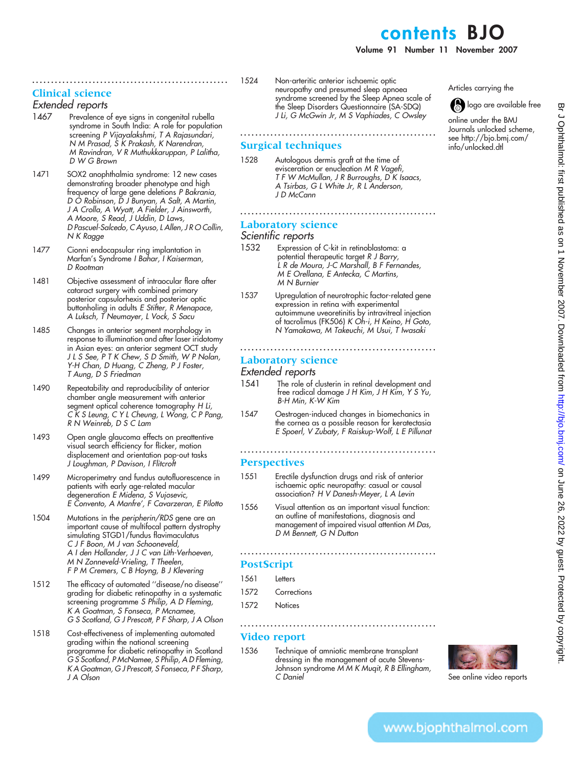# contents BJO

Volume 91 Number 11 November 2007

## Clinical science

### Extended reports

1467 Prevalence of eye signs in congenital rubella syndrome in South India: A role for population screening *P Vijayalakshmi, T A Rajasundari, N M Prasad, S K Prakash, K Narendran, M Ravindran, V R Muthukkaruppan, P Lalitha, D W G Brown*

1471 SOX2 anophthalmia syndrome: 12 new cases demonstrating broader phenotype and high frequency of large gene deletions *P Bakrania, D O Robinson, D J Bunyan, A Salt, A Martin, J A Crolla, A Wyatt, A Fielder, J Ainsworth, A Moore, S Read, J Uddin, D Laws, D Pascuel-Salcedo, C Ayuso, L Allen, J R O Collin, N K Ragge*

1477 Cionni endocapsular ring implantation in Marfan's Syndrome *I Bahar, I Kaiserman, D Rootman*

1481 Objective assessment of intraocular flare after cataract surgery with combined primary posterior capsulorhexis and posterior optic buttonholing in adults *E Stifter, R Menapace, A Luksch, T Neumayer, L Vock, S Sacu*

1485 Changes in anterior segment morphology in response to illumination and after laser iridotomy in Asian eyes: an anterior segment OCT study *J L S See, P T K Chew, S D Smith, W P Nolan, Y-H Chan, D Huang, C Zheng, P J Foster, T Aung, D S Friedman*

1490 Repeatability and reproducibility of anterior chamber angle measurement with anterior segment optical coherence tomography *H Li, C K S Leung, C Y L Cheung, L Wong, C P Pang, R N Weinreb, D S C Lam*

1493 Open angle glaucoma effects on preattentive visual search efficiency for flicker, motion displacement and orientation pop-out tasks *J Loughman, P Davison, I Flitcroft*

1499 Microperimetry and fundus autofluorescence in patients with early age-related macular degeneration *E Midena, S Vujosevic, E Convento, A Manfre', F Cavarzeran, E Pilotto*

1504 Mutations in the *peripherin/RDS* gene are an important cause of multifocal pattern dystrophy simulating STGD1/fundus flavimaculatus *C J F Boon, M J van Schooneveld, A I den Hollander, J J C van Lith-Verhoeven, M N Zonneveld-Vrieling, T Theelen, F P M Cremers, C B Hoyng, B J Klevering*

1512 The efficacy of automated "disease/no disease" grading for diabetic retinopathy in a systematic screening programme *S Philip, A D Fleming, K A Goatman, S Fonseca, P Mcnamee, G S Scotland, G J Prescott, P F Sharp, J A Olson*

1518 Cost-effectiveness of implementing automated grading within the national screening programme for diabetic retinopathy in Scotland *G S Scotland, P McNamee, S Philip, A D Fleming, K A Goatman, G J Prescott, S Fonseca, P F Sharp, J A Olson*

1524 Non-arteritic anterior ischaemic optic neuropathy and presumed sleep apnoea syndrome screened by the Sleep Apnea scale of the Sleep Disorders Questionnaire (SA-SDQ) *J Li, G McGwin Jr, M S Vaphiades, C Owsley*

## Surgical techniques

1528 Autologous dermis graft at the time of evisceration or enucleation *M R Vagefi, T F W McMullan, J R Burroughs, D K Isaacs, A Tsirbas, G L White Jr, R L Anderson, J D McCann*

## Laboratory science

### Scientific reports

1532 Expression of C-kit in retinoblastoma: a potential therapeutic target *R J Barry, L R de Moura, J-C Marshall, B F Fernandes, M E Orellana, E Antecka, C Martins, M N Burnier*

1537 Upregulation of neurotrophic factor-related gene expression in retina with experimental autoimmune uveoretinitis by intravitreal injection of tacrolimus (FK506) *K Oh-i, H Keino, H Goto, N Yamakawa, M Takeuchi, M Usui, T Iwasaki*

## Laboratory science

### Extended reports

1541 The role of clusterin in retinal development and free radical damage *J H Kim, J H Kim, Y S Yu, B-H Min, K-W Kim*

1547 Oestrogen-induced changes in biomechanics in the cornea as a possible reason for keratectasia *E Spoerl, V Zubaty, F Raiskup-Wolf, L E Pillunat*

## Perspectives

1551 Erectile dysfunction drugs and risk of anterior ischaemic optic neuropathy: casual or causal association? *H V Danesh-Meyer, L A Levin*

1556 Visual attention as an important visual function: an outline of manifestations, diagnosis and management of impaired visual attention *M Das, D M Bennett, G N Dutton*

## PostScript

1561 Letters

1572 Corrections

1572 Notices

## Video report

1536 Technique of amniotic membrane transplant dressing in the management of acute Stevens-Johnson syndrome *M M K Muqit, R B Ellingham, C Daniel*

Articles carrying the logo are available free online under the BMJ Journals unlocked scheme, see http://bjo.bmj.com/info/unlocked.dtl

See online video reports

www.bjophthalmol.com